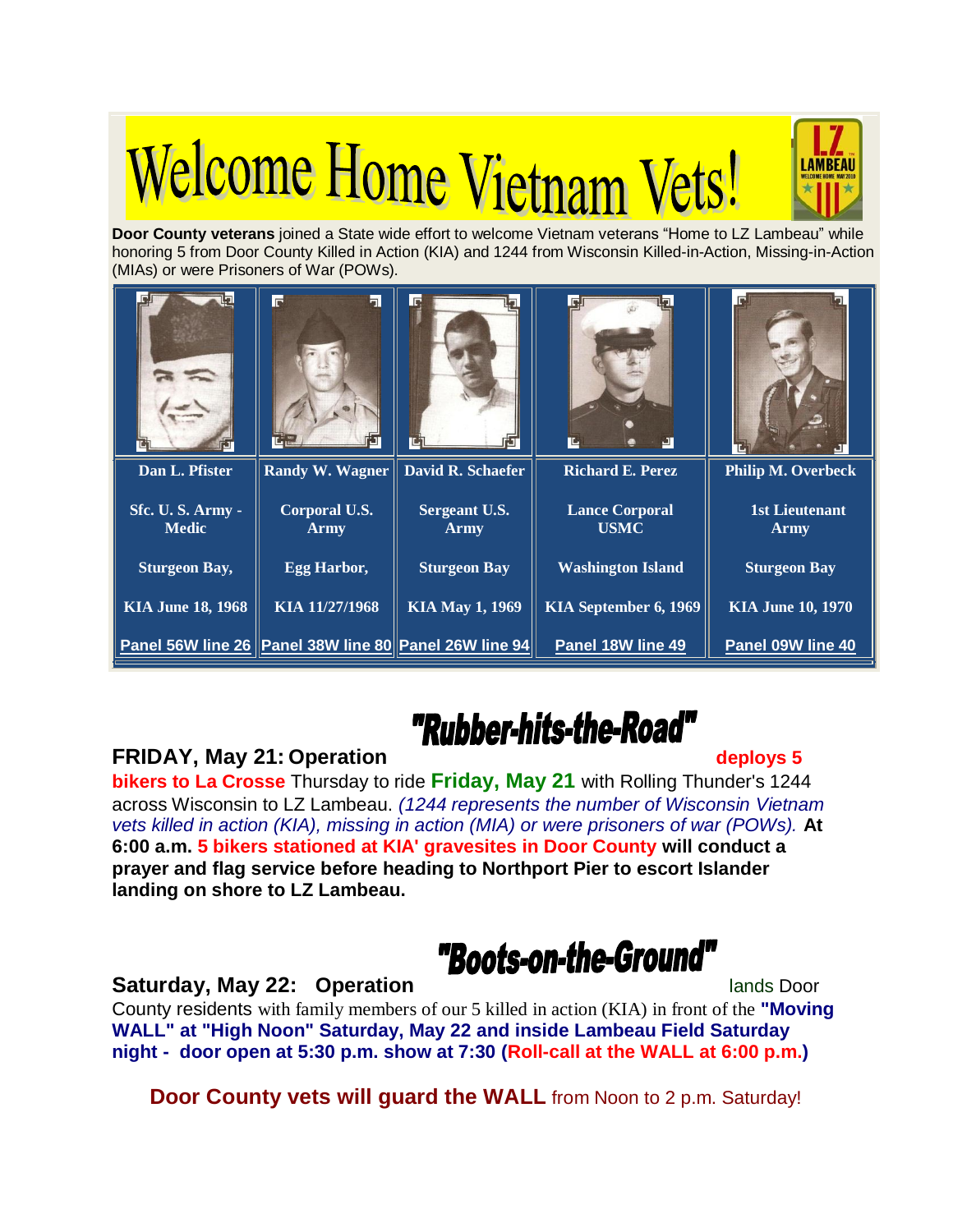# Welcome Home Vietnam Vets!

**Door County veterans** joined a State wide effort to welcome Vietnam veterans "Home to LZ Lambeau" while honoring 5 from Door County Killed in Action (KIA) and 1244 from Wisconsin Killed-in-Action, Missing-in-Action (MIAs) or were Prisoners of War (POWs).

| Dan L. Pfister | Randy W. Wagner | David R. Schaefer | Richard E. Perez | Philip M. Overbeck |
|---|---|---|---|---|
| Sfc. U. S. Army - Medic | Corporal U.S. Army | Sergeant U.S. Army | Lance Corporal USMC | 1st Lieutenant Army |
| Sturgeon Bay, | Egg Harbor, | Sturgeon Bay | Washington Island | Sturgeon Bay |
| KIA June 18, 1968 | KIA 11/27/1968 | KIA May 1, 1969 | KIA September 6, 1969 | KIA June 10, 1970 |
| Panel 56W line 26 | Panel 38W line 80 | Panel 26W line 94 | Panel 18W line 49 | Panel 09W line 40 |

**FRIDAY, May 21: Operation "Rubber-hits-the-Road" deploys 5 bikers to La Crosse** Thursday to ride **Friday, May 21** with Rolling Thunder's 1244 across Wisconsin to LZ Lambeau. *(1244 represents the number of Wisconsin Vietnam vets killed in action (KIA), missing in action (MIA) or were prisoners of war (POWs).* **At 6:00 a.m. 5 bikers stationed at KIA' gravesites in Door County will conduct a prayer and flag service before heading to Northport Pier to escort Islander landing on shore to LZ Lambeau.**

**Saturday, May 22: Operation "Boots-on-the-Ground"** lands Door County residents with family members of our 5 killed in action (KIA) in front of the **"Moving WALL" at "High Noon" Saturday, May 22 and inside Lambeau Field Saturday night - door open at 5:30 p.m. show at 7:30 (Roll-call at the WALL at 6:00 p.m.)**

**Door County vets will guard the WALL** from Noon to 2 p.m. Saturday!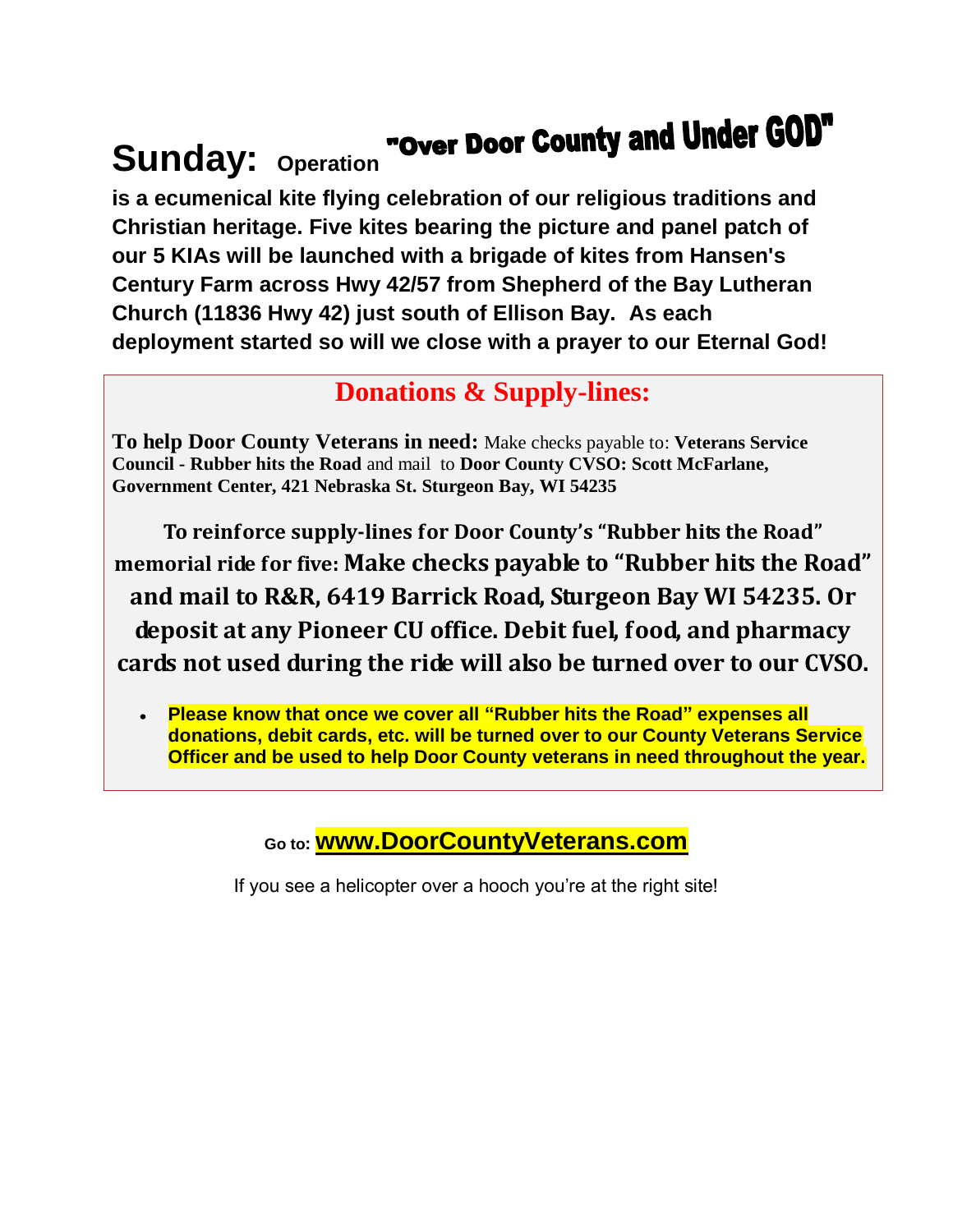**Sunday:** **Operation "Over Door County and Under GOD"** **is a ecumenical kite flying celebration of our religious traditions and Christian heritage. Five kites bearing the picture and panel patch of our 5 KIAs will be launched with a brigade of kites from Hansen's Century Farm across Hwy 42/57 from Shepherd of the Bay Lutheran Church (11836 Hwy 42) just south of Ellison Bay. As each deployment started so will we close with a prayer to our Eternal God!**

## Donations & Supply-lines:

**To help Door County Veterans in need:** Make checks payable to: **Veterans Service Council - Rubber hits the Road** and mail to **Door County CVSO: Scott McFarlane, Government Center, 421 Nebraska St. Sturgeon Bay, WI 54235**

**To reinforce supply-lines for Door County's "Rubber hits the Road" memorial ride for five: Make checks payable to "Rubber hits the Road" and mail to R&R, 6419 Barrick Road, Sturgeon Bay WI 54235. Or deposit at any Pioneer CU office. Debit fuel, food, and pharmacy cards not used during the ride will also be turned over to our CVSO.**

- **Please know that once we cover all "Rubber hits the Road" expenses all donations, debit cards, etc. will be turned over to our County Veterans Service Officer and be used to help Door County veterans in need throughout the year.**

**Go to: www.DoorCountyVeterans.com**

If you see a helicopter over a hooch you're at the right site!